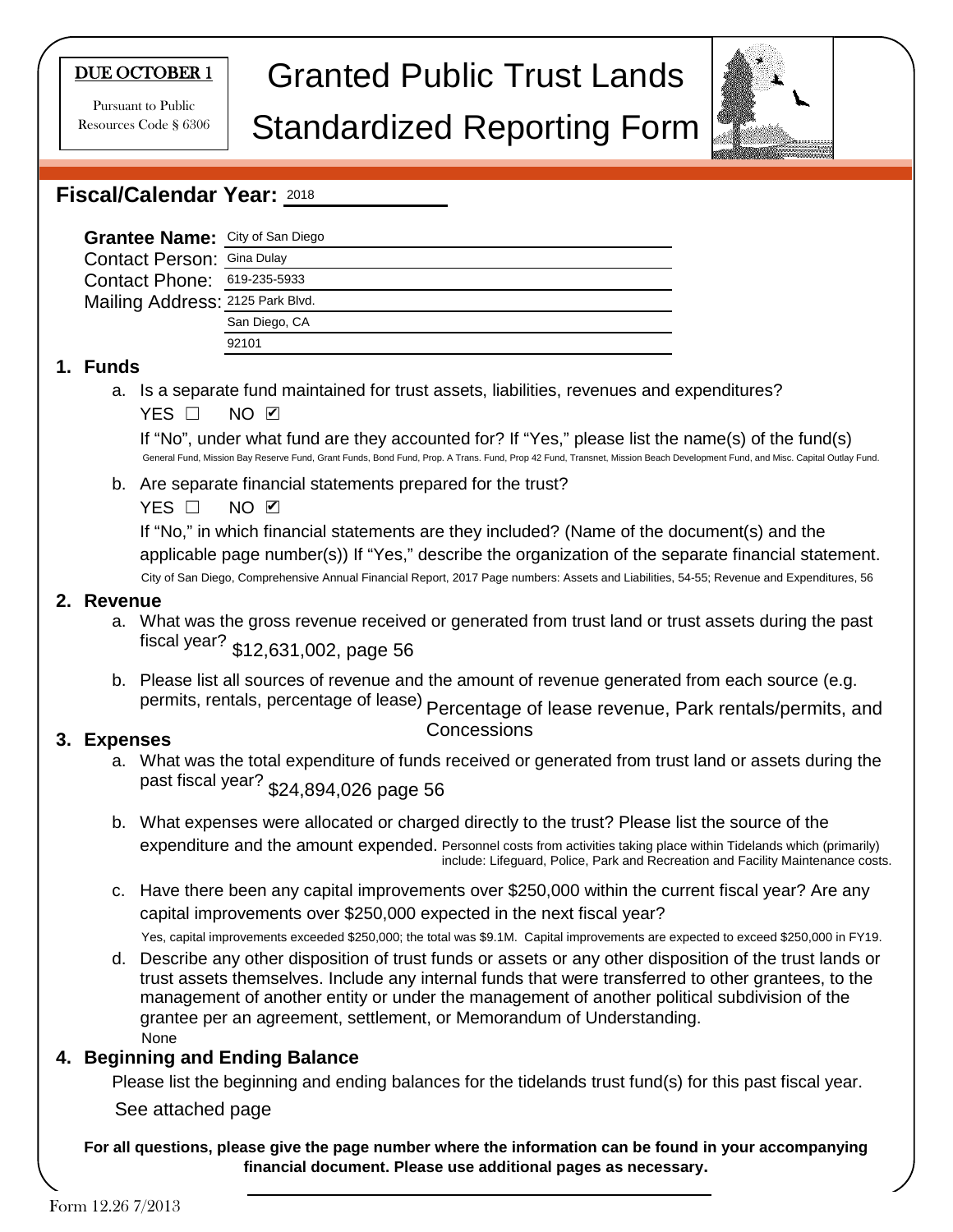**DUE OCTOBER 1**

Pursuant to Public Resources Code § 6306

# Granted Public Trust Lands Standardized Reporting Form

## Fiscal/Calendar Year: 2018

**Grantee Name:** City of San Diego
Contact Person: Gina Dulay
Contact Phone: 619-235-5933
Mailing Address: 2125 Park Blvd.
San Diego, CA
92101

### 1. Funds

a. Is a separate fund maintained for trust assets, liabilities, revenues and expenditures?

YES ☐ NO ☑

If "No", under what fund are they accounted for? If "Yes," please list the name(s) of the fund(s)

General Fund, Mission Bay Reserve Fund, Grant Funds, Bond Fund, Prop. A Trans. Fund, Prop 42 Fund, Transnet, Mission Beach Development Fund, and Misc. Capital Outlay Fund.

b. Are separate financial statements prepared for the trust?

YES ☐ NO ☑

If "No," in which financial statements are they included? (Name of the document(s) and the applicable page number(s)) If "Yes," describe the organization of the separate financial statement.

City of San Diego, Comprehensive Annual Financial Report, 2017 Page numbers: Assets and Liabilities, 54-55; Revenue and Expenditures, 56

### 2. Revenue

a. What was the gross revenue received or generated from trust land or trust assets during the past fiscal year? $12,631,002, page 56

b. Please list all sources of revenue and the amount of revenue generated from each source (e.g. permits, rentals, percentage of lease) Percentage of lease revenue, Park rentals/permits, and Concessions

### 3. Expenses

a. What was the total expenditure of funds received or generated from trust land or assets during the past fiscal year? $24,894,026 page 56

b. What expenses were allocated or charged directly to the trust? Please list the source of the expenditure and the amount expended. Personnel costs from activities taking place within Tidelands which (primarily) include: Lifeguard, Police, Park and Recreation and Facility Maintenance costs.

c. Have there been any capital improvements over $250,000 within the current fiscal year? Are any capital improvements over $250,000 expected in the next fiscal year?

Yes, capital improvements exceeded $250,000; the total was $9.1M. Capital improvements are expected to exceed $250,000 in FY19.

d. Describe any other disposition of trust funds or assets or any other disposition of the trust lands or trust assets themselves. Include any internal funds that were transferred to other grantees, to the management of another entity or under the management of another political subdivision of the grantee per an agreement, settlement, or Memorandum of Understanding.

None

### 4. Beginning and Ending Balance

Please list the beginning and ending balances for the tidelands trust fund(s) for this past fiscal year.

See attached page

**For all questions, please give the page number where the information can be found in your accompanying financial document. Please use additional pages as necessary.**

Form 12.26 7/2013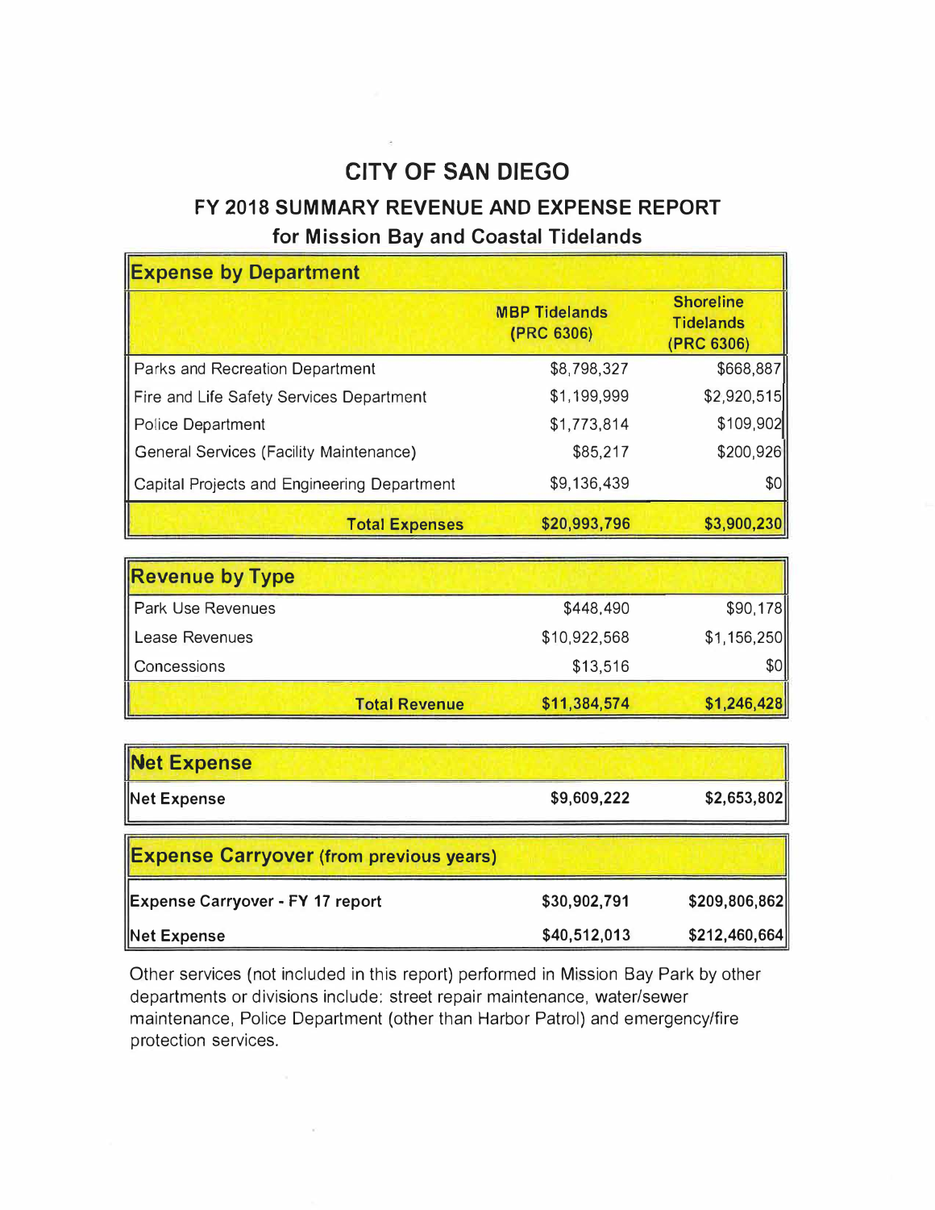# CITY OF SAN DIEGO

## FY 2018 SUMMARY REVENUE AND EXPENSE REPORT

## for Mission Bay and Coastal Tidelands

| **Expense by Department** | | |
|---|---|---|
| | **MBP Tidelands (PRC 6306)** | **Shoreline Tidelands (PRC 6306)** |
| Parks and Recreation Department | $8,798,327 | $668,887 |
| Fire and Life Safety Services Department | $1,199,999 | $2,920,515 |
| Police Department | $1,773,814 | $109,902 |
| General Services (Facility Maintenance) | $85,217 | $200,926 |
| Capital Projects and Engineering Department | $9,136,439 | $0 |
| **Total Expenses** | **$20,993,796** | **$3,900,230** |

| **Revenue by Type** | | |
|---|---|---|
| Park Use Revenues | $448,490 | $90,178 |
| Lease Revenues | $10,922,568 | $1,156,250 |
| Concessions | $13,516 | $0 |
| **Total Revenue** | **$11,384,574** | **$1,246,428** |

| **Net Expense** | | |
|---|---|---|
| **Net Expense** | **$9,609,222** | **$2,653,802** |

| **Expense Carryover (from previous years)** | | |
|---|---|---|
| **Expense Carryover - FY 17 report** | **$30,902,791** | **$209,806,862** |
| **Net Expense** | **$40,512,013** | **$212,460,664** |

Other services (not included in this report) performed in Mission Bay Park by other departments or divisions include: street repair maintenance, water/sewer maintenance, Police Department (other than Harbor Patrol) and emergency/fire protection services.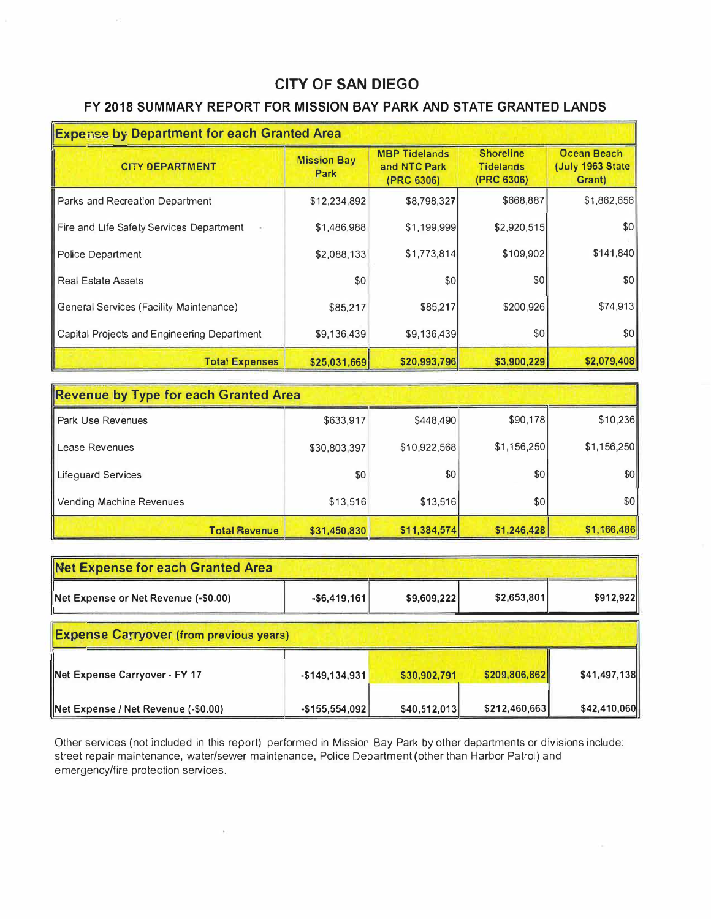# CITY OF SAN DIEGO

## FY 2018 SUMMARY REPORT FOR MISSION BAY PARK AND STATE GRANTED LANDS

### Expense by Department for each Granted Area

| CITY DEPARTMENT | Mission Bay Park | MBP Tidelands and NTC Park (PRC 6306) | Shoreline Tidelands (PRC 6306) | Ocean Beach (July 1963 State Grant) |
|---|---|---|---|---|
| Parks and Recreation Department | $12,234,892 | $8,798,327 | $668,887 | $1,862,656 |
| Fire and Life Safety Services Department | $1,486,988 | $1,199,999 | $2,920,515 | $0 |
| Police Department | $2,088,133 | $1,773,814 | $109,902 | $141,840 |
| Real Estate Assets | $0 | $0 | $0 | $0 |
| General Services (Facility Maintenance) | $85,217 | $85,217 | $200,926 | $74,913 |
| Capital Projects and Engineering Department | $9,136,439 | $9,136,439 | $0 | $0 |
| **Total Expenses** | **$25,031,669** | **$20,993,796** | **$3,900,229** | **$2,079,408** |

### Revenue by Type for each Granted Area

| | | | | |
|---|---|---|---|---|
| Park Use Revenues | $633,917 | $448,490 | $90,178 | $10,236 |
| Lease Revenues | $30,803,397 | $10,922,568 | $1,156,250 | $1,156,250 |
| Lifeguard Services | $0 | $0 | $0 | $0 |
| Vending Machine Revenues | $13,516 | $13,516 | $0 | $0 |
| **Total Revenue** | **$31,450,830** | **$11,384,574** | **$1,246,428** | **$1,166,486** |

### Net Expense for each Granted Area

| | | | | |
|---|---|---|---|---|
| **Net Expense or Net Revenue (-$0.00)** | **-$6,419,161** | **$9,609,222** | **$2,653,801** | **$912,922** |

### Expense Carryover (from previous years)

| | | | | |
|---|---|---|---|---|
| **Net Expense Carryover - FY 17** | **-$149,134,931** | **$30,902,791** | **$209,806,862** | **$41,497,138** |
| **Net Expense / Net Revenue (-$0.00)** | **-$155,554,092** | **$40,512,013** | **$212,460,663** | **$42,410,060** |

Other services (not included in this report) performed in Mission Bay Park by other departments or divisions include: street repair maintenance, water/sewer maintenance, Police Department (other than Harbor Patrol) and emergency/fire protection services.